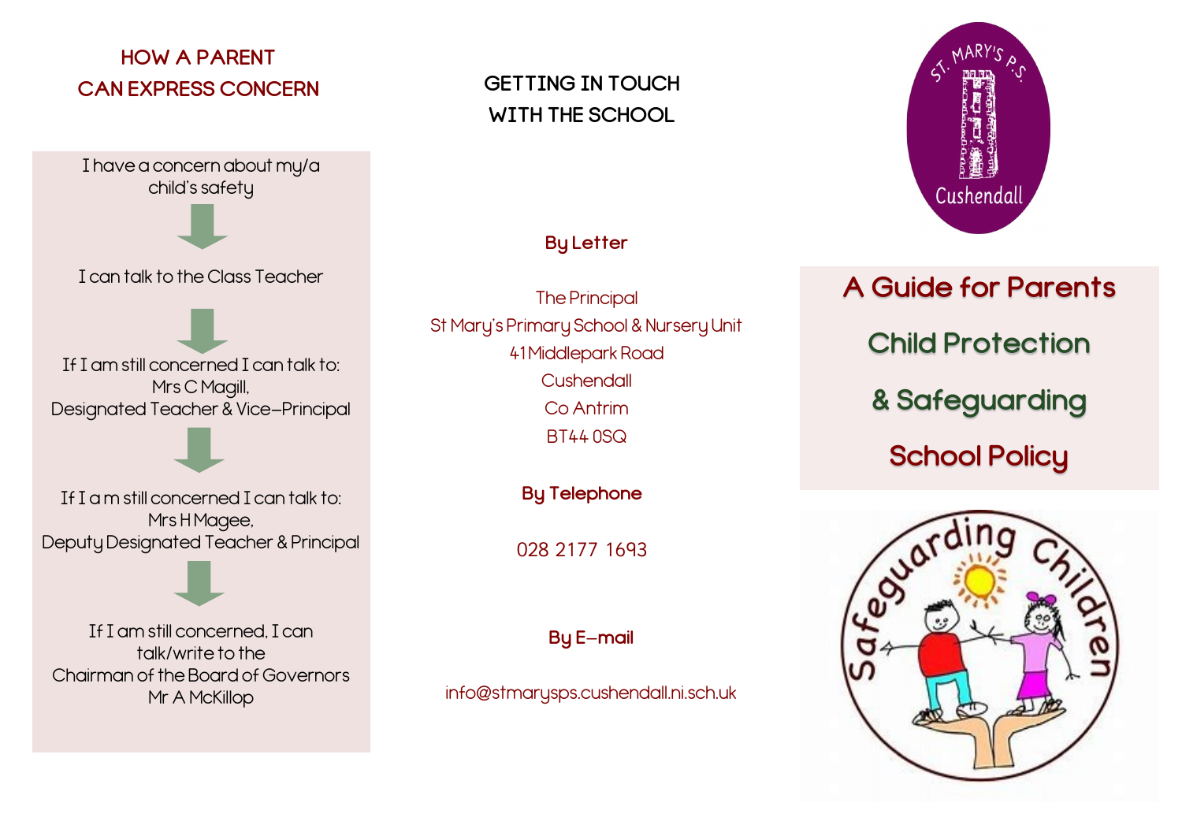## HOW A PARENT CAN EXPRESS CONCERN

I have a concern about my/a child's safety

↓

I can talk to the Class Teacher

↓

If I am still concerned I can talk to:
Mrs C Magill,
Designated Teacher & Vice-Principal

↓

If I a m still concerned I can talk to:
Mrs H Magee,
Deputy Designated Teacher & Principal

↓

If I am still concerned, I can talk/write to the
Chairman of the Board of Governors
Mr A McKillop

## GETTING IN TOUCH WITH THE SCHOOL

**By Letter**

The Principal
St Mary's Primary School & Nursery Unit
41 Middlepark Road
Cushendall
Co Antrim
BT44 0SQ

**By Telephone**

028 2177 1693

**By E-mail**

info@stmarysps.cushendall.ni.sch.uk

St. Mary's P.S.
Cushendall

# A Guide for Parents

# Child Protection

# & Safeguarding

# School Policy

Safeguarding Children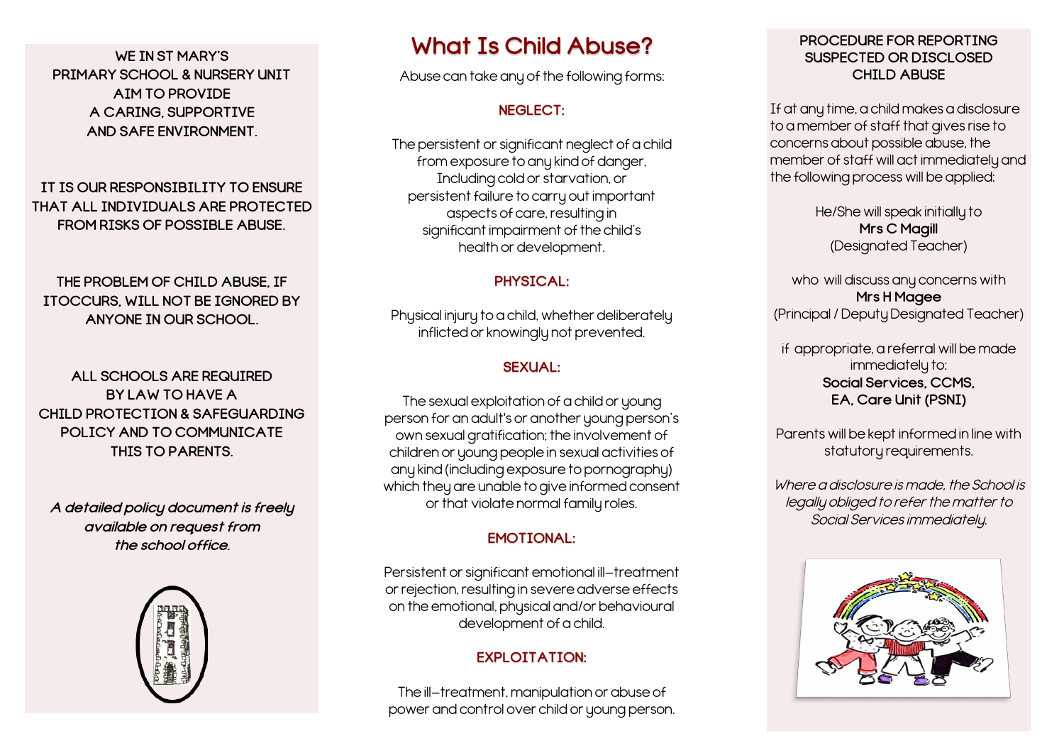WE IN ST MARY'S PRIMARY SCHOOL & NURSERY UNIT AIM TO PROVIDE A CARING, SUPPORTIVE AND SAFE ENVIRONMENT.

IT IS OUR RESPONSIBILITY TO ENSURE THAT ALL INDIVIDUALS ARE PROTECTED FROM RISKS OF POSSIBLE ABUSE.

THE PROBLEM OF CHILD ABUSE, IF ITOCCURS, WILL NOT BE IGNORED BY ANYONE IN OUR SCHOOL.

ALL SCHOOLS ARE REQUIRED BY LAW TO HAVE A CHILD PROTECTION & SAFEGUARDING POLICY AND TO COMMUNICATE THIS TO PARENTS.

***A detailed policy document is freely available on request from the school office.***

# What Is Child Abuse?

Abuse can take any of the following forms:

### NEGLECT:

The persistent or significant neglect of a child from exposure to any kind of danger, Including cold or starvation, or persistent failure to carry out important aspects of care, resulting in significant impairment of the child's health or development.

### PHYSICAL:

Physical injury to a child, whether deliberately inflicted or knowingly not prevented.

### SEXUAL:

The sexual exploitation of a child or young person for an adult's or another young person's own sexual gratification; the involvement of children or young people in sexual activities of any kind (including exposure to pornography) which they are unable to give informed consent or that violate normal family roles.

### EMOTIONAL:

Persistent or significant emotional ill–treatment or rejection, resulting in severe adverse effects on the emotional, physical and/or behavioural development of a child.

### EXPLOITATION:

The ill–treatment, manipulation or abuse of power and control over child or young person.

## PROCEDURE FOR REPORTING SUSPECTED OR DISCLOSED CHILD ABUSE

If at any time, a child makes a disclosure to a member of staff that gives rise to concerns about possible abuse, the member of staff will act immediately and the following process will be applied:

He/She will speak initially to
**Mrs C Magill**
(Designated Teacher)

who will discuss any concerns with
**Mrs H Magee**
(Principal / Deputy Designated Teacher)

if appropriate, a referral will be made immediately to:
**Social Services, CCMS, EA, Care Unit (PSNI)**

Parents will be kept informed in line with statutory requirements.

*Where a disclosure is made, the School is legally obliged to refer the matter to Social Services immediately.*